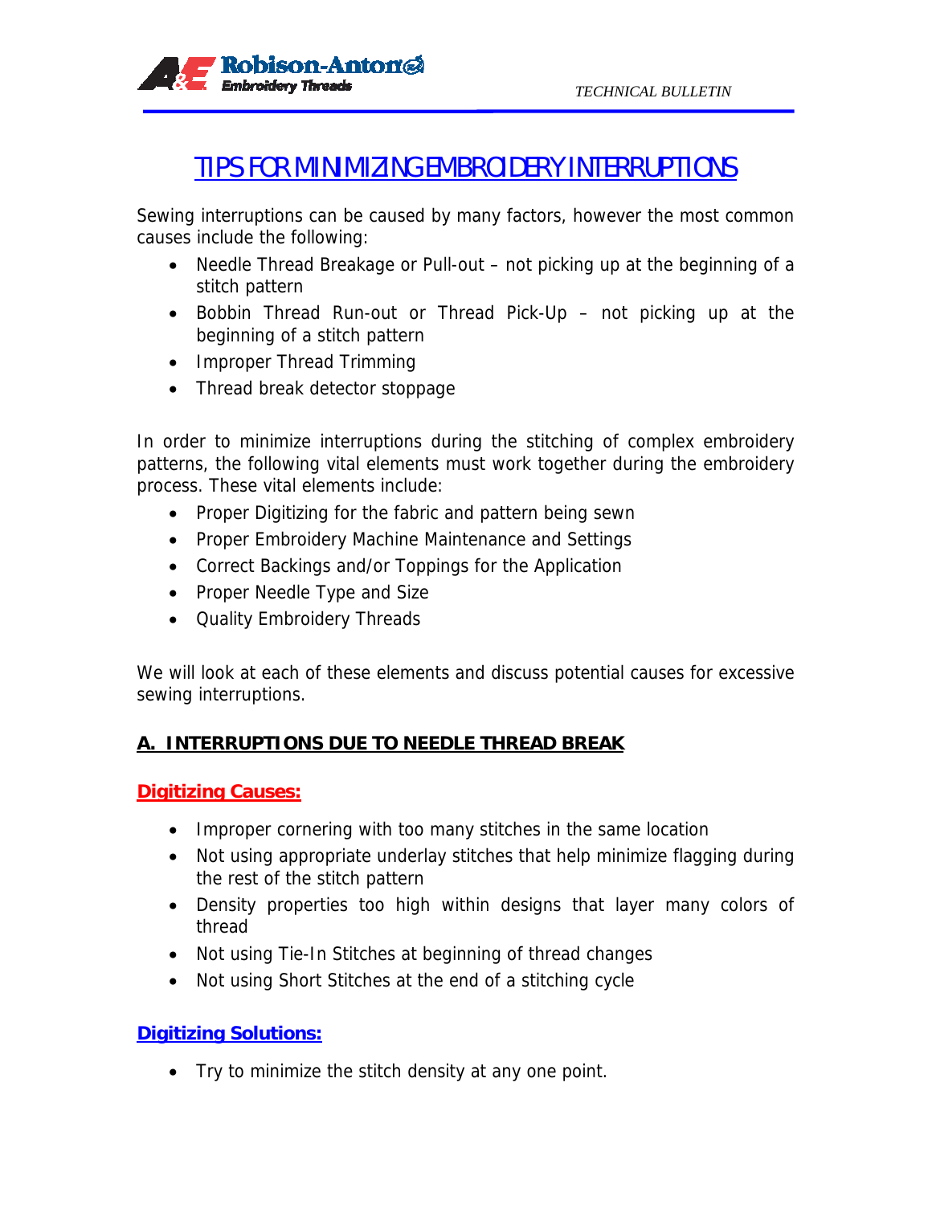# TIPS FOR MINIMIZING EMBROIDERY INTERRUPTIONS

Sewing interruptions can be caused by many factors, however the most common causes include the following:

- Needle Thread Breakage or Pull-out – not picking up at the beginning of a stitch pattern
- Bobbin Thread Run-out or Thread Pick-Up – not picking up at the beginning of a stitch pattern
- Improper Thread Trimming
- Thread break detector stoppage

In order to minimize interruptions during the stitching of complex embroidery patterns, the following vital elements must work together during the embroidery process. These vital elements include:

- Proper Digitizing for the fabric and pattern being sewn
- Proper Embroidery Machine Maintenance and Settings
- Correct Backings and/or Toppings for the Application
- Proper Needle Type and Size
- Quality Embroidery Threads

We will look at each of these elements and discuss potential causes for excessive sewing interruptions.

## A. INTERRUPTIONS DUE TO NEEDLE THREAD BREAK

### Digitizing Causes:

- Improper cornering with too many stitches in the same location
- Not using appropriate underlay stitches that help minimize flagging during the rest of the stitch pattern
- Density properties too high within designs that layer many colors of thread
- Not using Tie-In Stitches at beginning of thread changes
- Not using Short Stitches at the end of a stitching cycle

### Digitizing Solutions:

- Try to minimize the stitch density at any one point.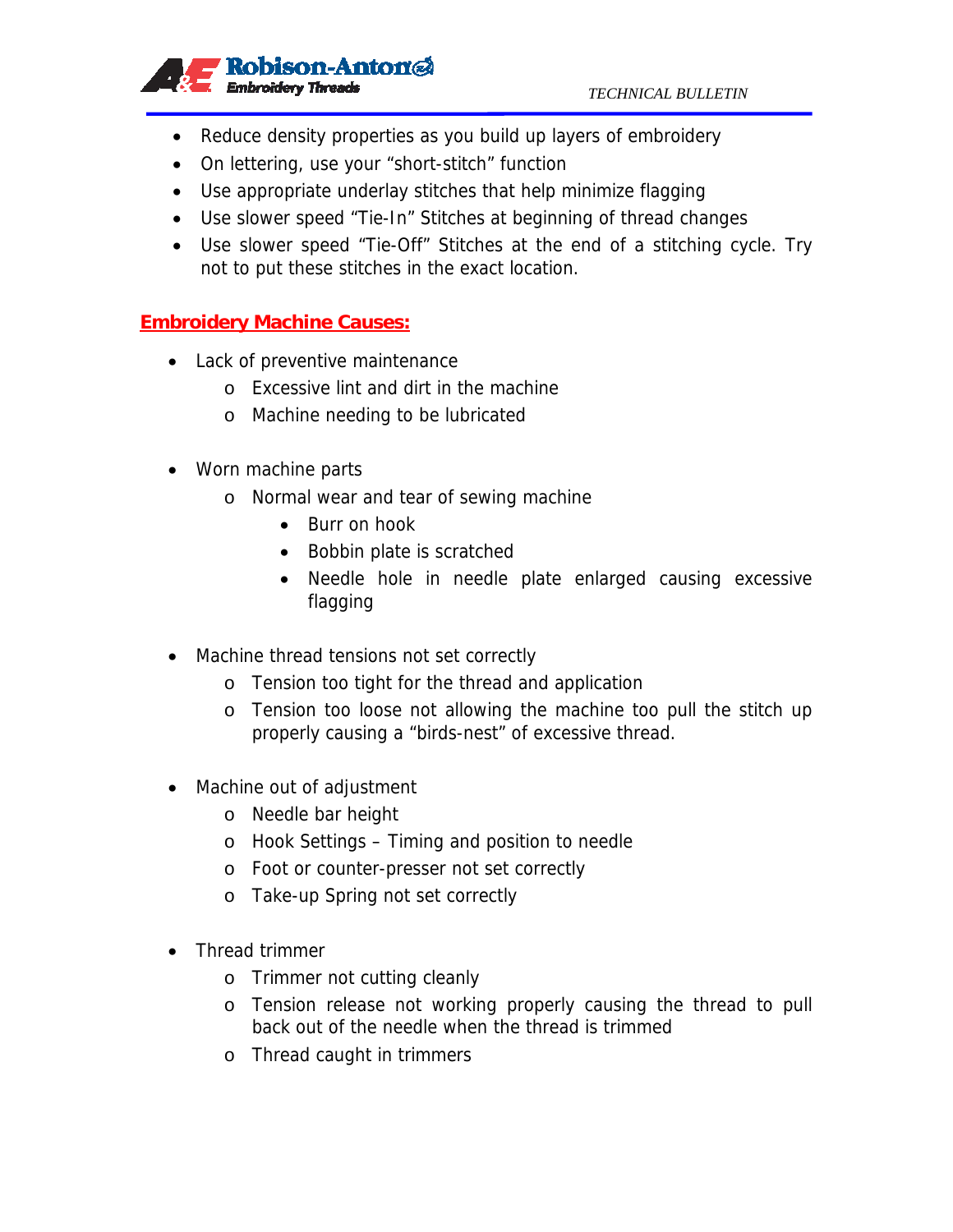- Reduce density properties as you build up layers of embroidery
- On lettering, use your "short-stitch" function
- Use appropriate underlay stitches that help minimize flagging
- Use slower speed "Tie-In" Stitches at beginning of thread changes
- Use slower speed "Tie-Off" Stitches at the end of a stitching cycle. Try not to put these stitches in the exact location.

## Embroidery Machine Causes:

- Lack of preventive maintenance
  - Excessive lint and dirt in the machine
  - Machine needing to be lubricated

- Worn machine parts
  - Normal wear and tear of sewing machine
    - Burr on hook
    - Bobbin plate is scratched
    - Needle hole in needle plate enlarged causing excessive flagging

- Machine thread tensions not set correctly
  - Tension too tight for the thread and application
  - Tension too loose not allowing the machine too pull the stitch up properly causing a "birds-nest" of excessive thread.

- Machine out of adjustment
  - Needle bar height
  - Hook Settings – Timing and position to needle
  - Foot or counter-presser not set correctly
  - Take-up Spring not set correctly

- Thread trimmer
  - Trimmer not cutting cleanly
  - Tension release not working properly causing the thread to pull back out of the needle when the thread is trimmed
  - Thread caught in trimmers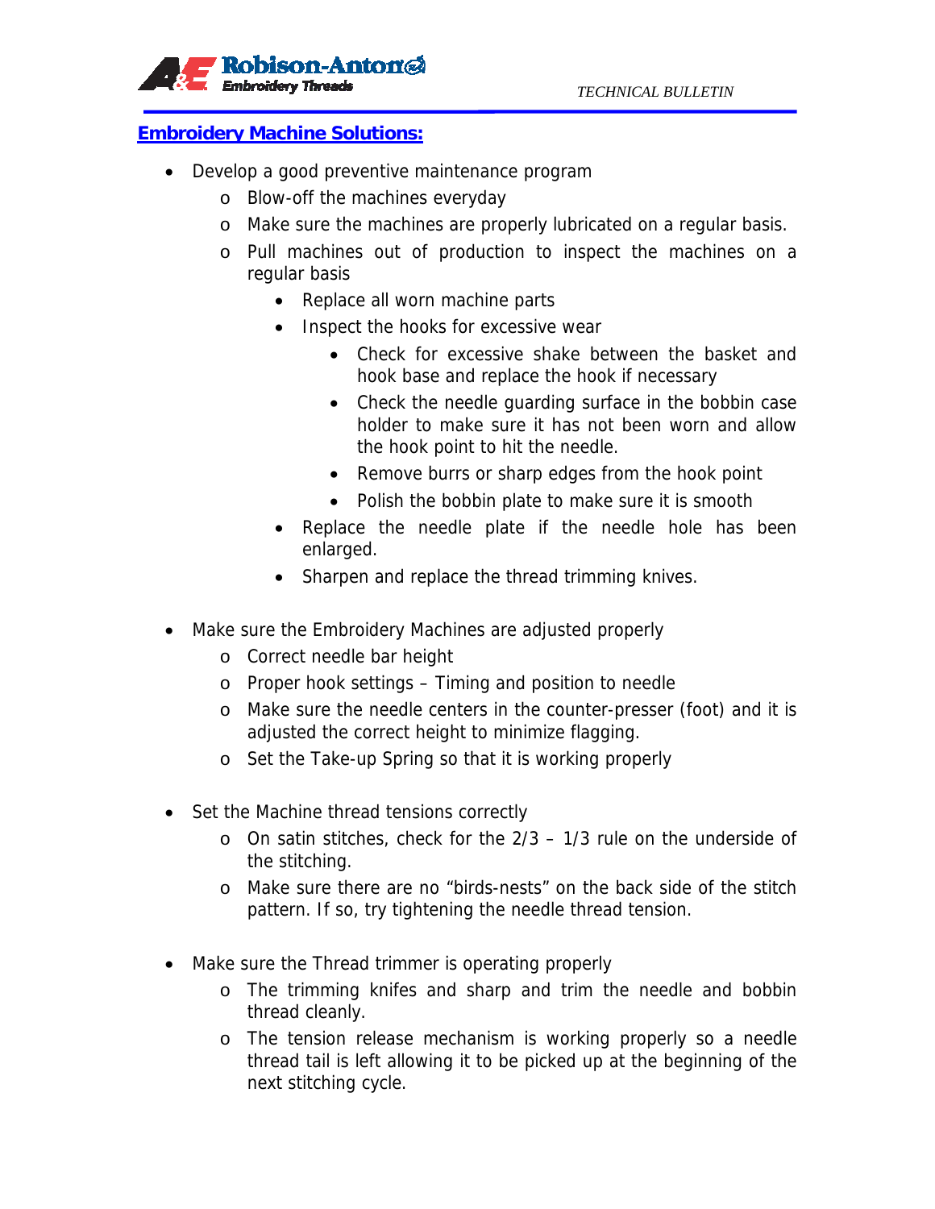## Embroidery Machine Solutions:

- Develop a good preventive maintenance program
  - Blow-off the machines everyday
  - Make sure the machines are properly lubricated on a regular basis.
  - Pull machines out of production to inspect the machines on a regular basis
    - Replace all worn machine parts
    - Inspect the hooks for excessive wear
      - Check for excessive shake between the basket and hook base and replace the hook if necessary
      - Check the needle guarding surface in the bobbin case holder to make sure it has not been worn and allow the hook point to hit the needle.
      - Remove burrs or sharp edges from the hook point
      - Polish the bobbin plate to make sure it is smooth
    - Replace the needle plate if the needle hole has been enlarged.
    - Sharpen and replace the thread trimming knives.

- Make sure the Embroidery Machines are adjusted properly
  - Correct needle bar height
  - Proper hook settings – Timing and position to needle
  - Make sure the needle centers in the counter-presser (foot) and it is adjusted the correct height to minimize flagging.
  - Set the Take-up Spring so that it is working properly

- Set the Machine thread tensions correctly
  - On satin stitches, check for the 2/3 – 1/3 rule on the underside of the stitching.
  - Make sure there are no "birds-nests" on the back side of the stitch pattern. If so, try tightening the needle thread tension.

- Make sure the Thread trimmer is operating properly
  - The trimming knifes and sharp and trim the needle and bobbin thread cleanly.
  - The tension release mechanism is working properly so a needle thread tail is left allowing it to be picked up at the beginning of the next stitching cycle.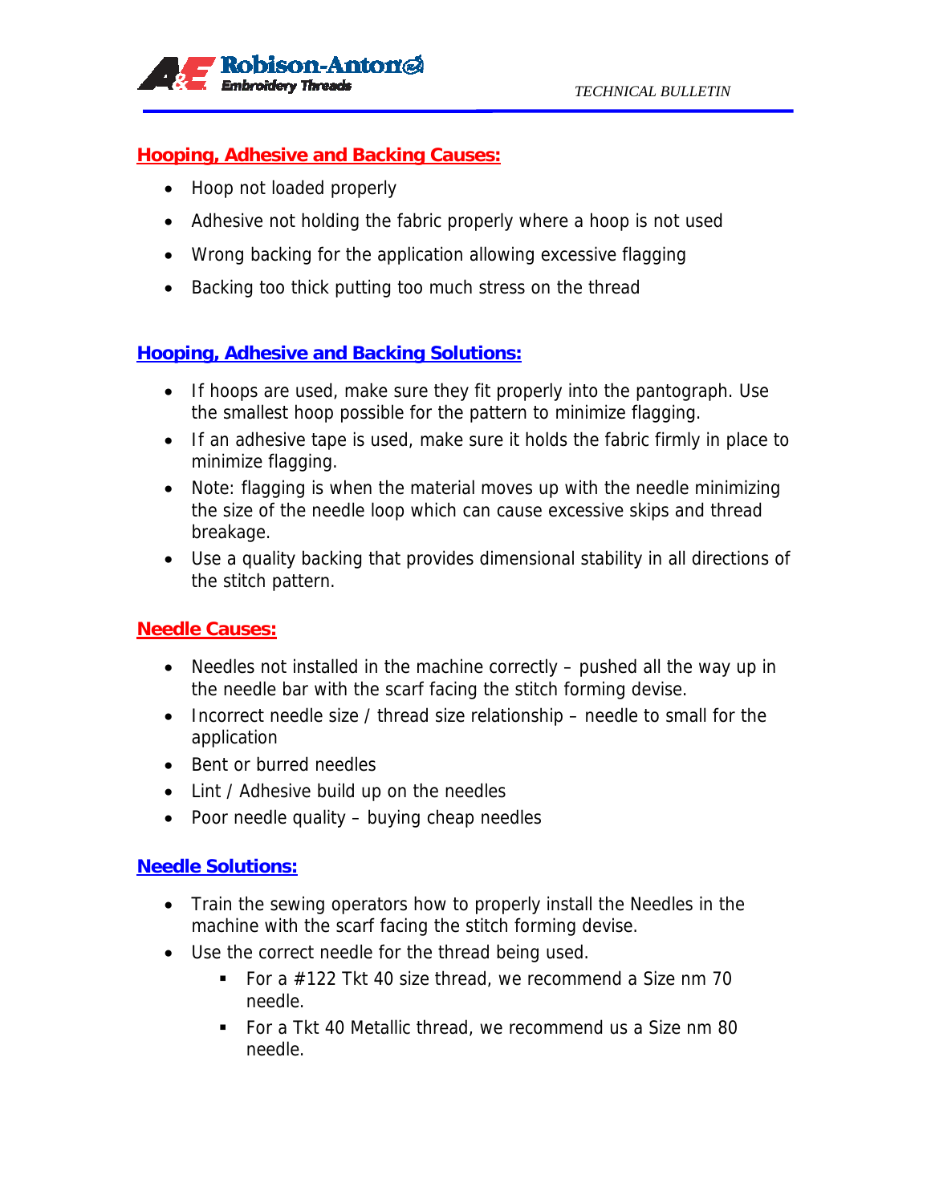## Hooping, Adhesive and Backing Causes:

- Hoop not loaded properly
- Adhesive not holding the fabric properly where a hoop is not used
- Wrong backing for the application allowing excessive flagging
- Backing too thick putting too much stress on the thread

## Hooping, Adhesive and Backing Solutions:

- If hoops are used, make sure they fit properly into the pantograph. Use the smallest hoop possible for the pattern to minimize flagging.
- If an adhesive tape is used, make sure it holds the fabric firmly in place to minimize flagging.
- Note: flagging is when the material moves up with the needle minimizing the size of the needle loop which can cause excessive skips and thread breakage.
- Use a quality backing that provides dimensional stability in all directions of the stitch pattern.

## Needle Causes:

- Needles not installed in the machine correctly – pushed all the way up in the needle bar with the scarf facing the stitch forming devise.
- Incorrect needle size / thread size relationship – needle to small for the application
- Bent or burred needles
- Lint / Adhesive build up on the needles
- Poor needle quality – buying cheap needles

## Needle Solutions:

- Train the sewing operators how to properly install the Needles in the machine with the scarf facing the stitch forming devise.
- Use the correct needle for the thread being used.
    - For a #122 Tkt 40 size thread, we recommend a Size nm 70 needle.
    - For a Tkt 40 Metallic thread, we recommend us a Size nm 80 needle.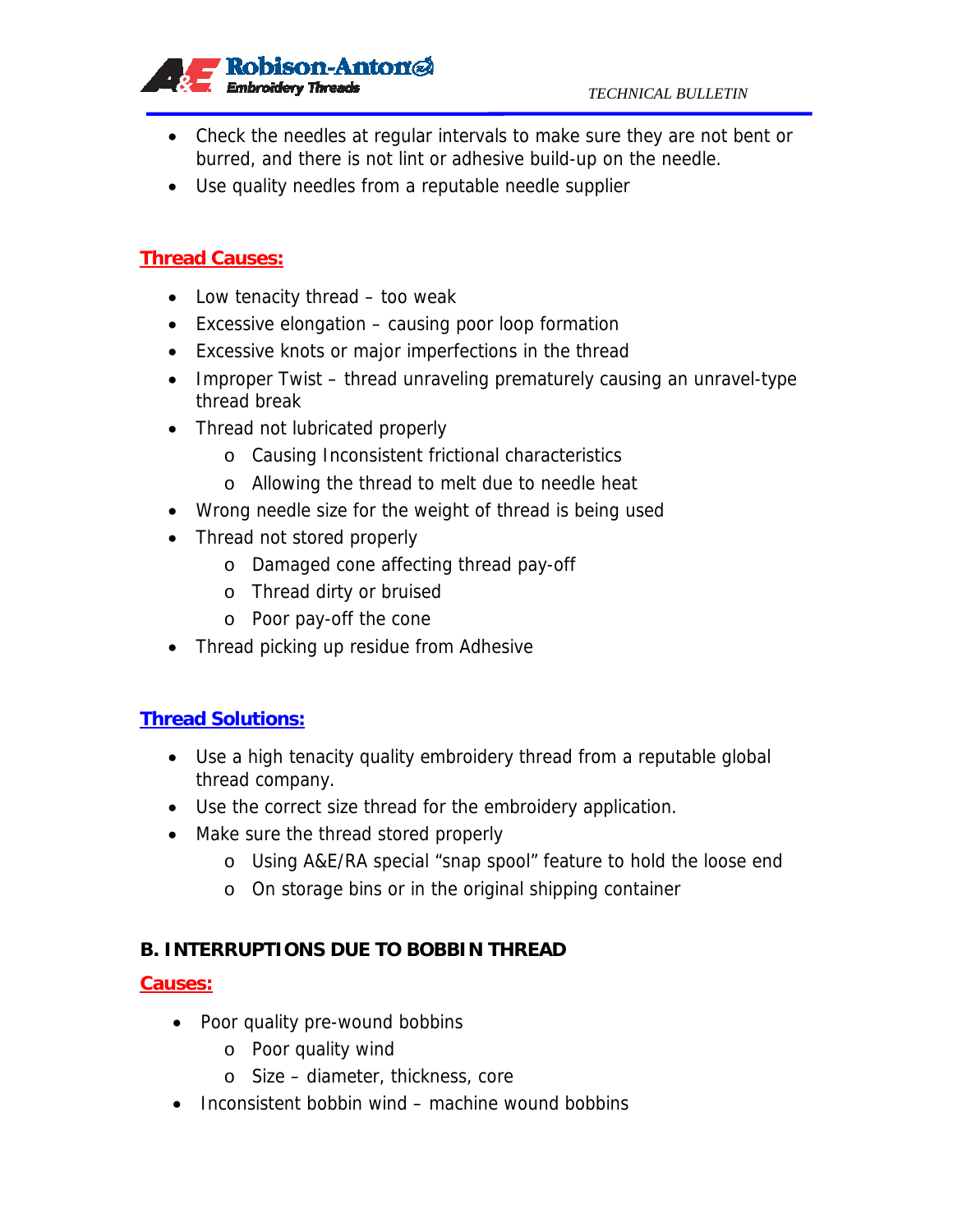- Check the needles at regular intervals to make sure they are not bent or burred, and there is not lint or adhesive build-up on the needle.
- Use quality needles from a reputable needle supplier

**Thread Causes:**

- Low tenacity thread – too weak
- Excessive elongation – causing poor loop formation
- Excessive knots or major imperfections in the thread
- Improper Twist – thread unraveling prematurely causing an unravel-type thread break
- Thread not lubricated properly
  - Causing Inconsistent frictional characteristics
  - Allowing the thread to melt due to needle heat
- Wrong needle size for the weight of thread is being used
- Thread not stored properly
  - Damaged cone affecting thread pay-off
  - Thread dirty or bruised
  - Poor pay-off the cone
- Thread picking up residue from Adhesive

**Thread Solutions:**

- Use a high tenacity quality embroidery thread from a reputable global thread company.
- Use the correct size thread for the embroidery application.
- Make sure the thread stored properly
  - Using A&E/RA special "snap spool" feature to hold the loose end
  - On storage bins or in the original shipping container

**B. INTERRUPTIONS DUE TO BOBBIN THREAD**

**Causes:**

- Poor quality pre-wound bobbins
  - Poor quality wind
  - Size – diameter, thickness, core
- Inconsistent bobbin wind – machine wound bobbins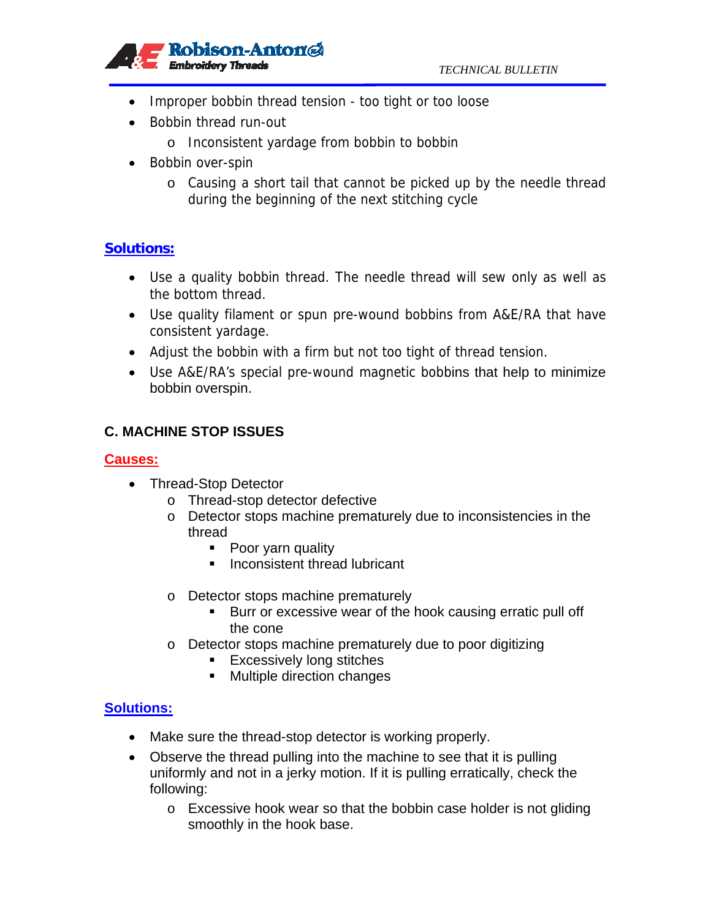- Improper bobbin thread tension - too tight or too loose
- Bobbin thread run-out
  - Inconsistent yardage from bobbin to bobbin
- Bobbin over-spin
  - Causing a short tail that cannot be picked up by the needle thread during the beginning of the next stitching cycle

**Solutions:**

- Use a quality bobbin thread. The needle thread will sew only as well as the bottom thread.
- Use quality filament or spun pre-wound bobbins from A&E/RA that have consistent yardage.
- Adjust the bobbin with a firm but not too tight of thread tension.
- Use A&E/RA's special pre-wound magnetic bobbins that help to minimize bobbin overspin.

### C. MACHINE STOP ISSUES

**Causes:**

- Thread-Stop Detector
  - Thread-stop detector defective
  - Detector stops machine prematurely due to inconsistencies in the thread
    - Poor yarn quality
    - Inconsistent thread lubricant
  - Detector stops machine prematurely
    - Burr or excessive wear of the hook causing erratic pull off the cone
  - Detector stops machine prematurely due to poor digitizing
    - Excessively long stitches
    - Multiple direction changes

**Solutions:**

- Make sure the thread-stop detector is working properly.
- Observe the thread pulling into the machine to see that it is pulling uniformly and not in a jerky motion. If it is pulling erratically, check the following:
  - Excessive hook wear so that the bobbin case holder is not gliding smoothly in the hook base.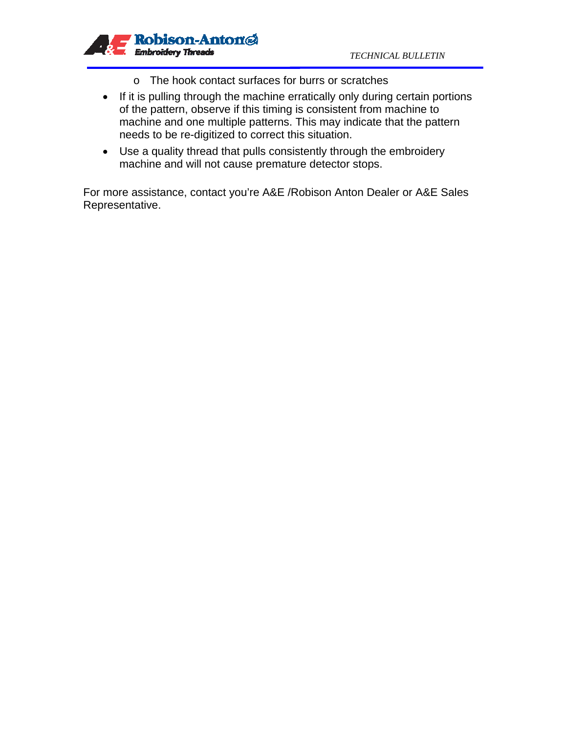- The hook contact surfaces for burrs or scratches
- If it is pulling through the machine erratically only during certain portions of the pattern, observe if this timing is consistent from machine to machine and one multiple patterns. This may indicate that the pattern needs to be re-digitized to correct this situation.
- Use a quality thread that pulls consistently through the embroidery machine and will not cause premature detector stops.

For more assistance, contact you're A&E /Robison Anton Dealer or A&E Sales Representative.